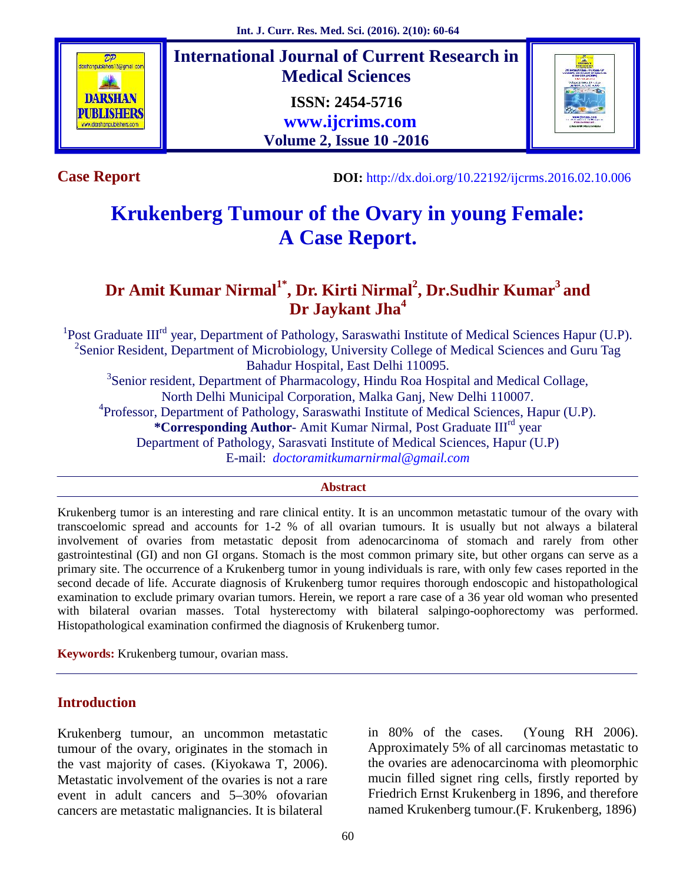**Case Report**

**DOI:** http://dx.doi.org/10.22192/ijcrms.2016.02.10.006

# Krukenberg Tumour of the Ovary in young Female: A Case Report.

## Dr Amit Kumar Nirmal[1*], Dr. Kirti Nirmal[2], Dr.Sudhir Kumar[3] and Dr Jaykant Jha[4]

[1]Post Graduate III[rd] year, Department of Pathology, Saraswathi Institute of Medical Sciences Hapur (U.P).
[2]Senior Resident, Department of Microbiology, University College of Medical Sciences and Guru Tag Bahadur Hospital, East Delhi 110095.
[3]Senior resident, Department of Pharmacology, Hindu Roa Hospital and Medical Collage, North Delhi Municipal Corporation, Malka Ganj, New Delhi 110007.
[4]Professor, Department of Pathology, Saraswathi Institute of Medical Sciences, Hapur (U.P).
**\*Corresponding Author**- Amit Kumar Nirmal, Post Graduate III[rd] year
Department of Pathology, Sarasvati Institute of Medical Sciences, Hapur (U.P)
E-mail: *doctoramitkumarnirmal@gmail.com*

### Abstract

Krukenberg tumor is an interesting and rare clinical entity. It is an uncommon metastatic tumour of the ovary with transcoelomic spread and accounts for 1-2 % of all ovarian tumours. It is usually but not always a bilateral involvement of ovaries from metastatic deposit from adenocarcinoma of stomach and rarely from other gastrointestinal (GI) and non GI organs. Stomach is the most common primary site, but other organs can serve as a primary site. The occurrence of a Krukenberg tumor in young individuals is rare, with only few cases reported in the second decade of life. Accurate diagnosis of Krukenberg tumor requires thorough endoscopic and histopathological examination to exclude primary ovarian tumors. Herein, we report a rare case of a 36 year old woman who presented with bilateral ovarian masses. Total hysterectomy with bilateral salpingo-oophorectomy was performed. Histopathological examination confirmed the diagnosis of Krukenberg tumor.

**Keywords:** Krukenberg tumour, ovarian mass.

## Introduction

Krukenberg tumour, an uncommon metastatic tumour of the ovary, originates in the stomach in the vast majority of cases. (Kiyokawa T, 2006). Metastatic involvement of the ovaries is not a rare event in adult cancers and 5–30% ofovarian cancers are metastatic malignancies. It is bilateral in 80% of the cases. (Young RH 2006). Approximately 5% of all carcinomas metastatic to the ovaries are adenocarcinoma with pleomorphic mucin filled signet ring cells, firstly reported by Friedrich Ernst Krukenberg in 1896, and therefore named Krukenberg tumour.(F. Krukenberg, 1896)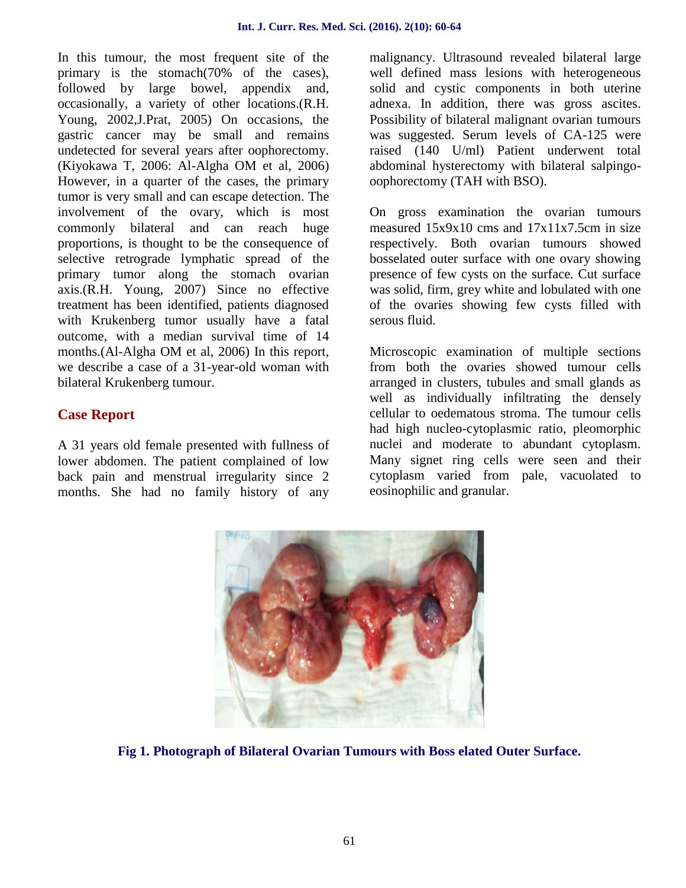In this tumour, the most frequent site of the primary is the stomach(70% of the cases), followed by large bowel, appendix and, occasionally, a variety of other locations.(R.H. Young, 2002,J.Prat, 2005) On occasions, the gastric cancer may be small and remains undetected for several years after oophorectomy.(Kiyokawa T, 2006: Al-Algha OM et al, 2006) However, in a quarter of the cases, the primary tumor is very small and can escape detection. The involvement of the ovary, which is most commonly bilateral and can reach huge proportions, is thought to be the consequence of selective retrograde lymphatic spread of the primary tumor along the stomach ovarian axis.(R.H. Young, 2007) Since no effective treatment has been identified, patients diagnosed with Krukenberg tumor usually have a fatal outcome, with a median survival time of 14 months.(Al-Algha OM et al, 2006) In this report, we describe a case of a 31-year-old woman with bilateral Krukenberg tumour.

## Case Report

A 31 years old female presented with fullness of lower abdomen. The patient complained of low back pain and menstrual irregularity since 2 months. She had no family history of any malignancy. Ultrasound revealed bilateral large well defined mass lesions with heterogeneous solid and cystic components in both uterine adnexa. In addition, there was gross ascites. Possibility of bilateral malignant ovarian tumours was suggested. Serum levels of CA-125 were raised (140 U/ml) Patient underwent total abdominal hysterectomy with bilateral salpingo-oophorectomy (TAH with BSO).

On gross examination the ovarian tumours measured 15x9x10 cms and 17x11x7.5cm in size respectively. Both ovarian tumours showed bosselated outer surface with one ovary showing presence of few cysts on the surface. Cut surface was solid, firm, grey white and lobulated with one of the ovaries showing few cysts filled with serous fluid.

Microscopic examination of multiple sections from both the ovaries showed tumour cells arranged in clusters, tubules and small glands as well as individually infiltrating the densely cellular to oedematous stroma. The tumour cells had high nucleo-cytoplasmic ratio, pleomorphic nuclei and moderate to abundant cytoplasm. Many signet ring cells were seen and their cytoplasm varied from pale, vacuolated to eosinophilic and granular.

**Fig 1. Photograph of Bilateral Ovarian Tumours with Boss elated Outer Surface.**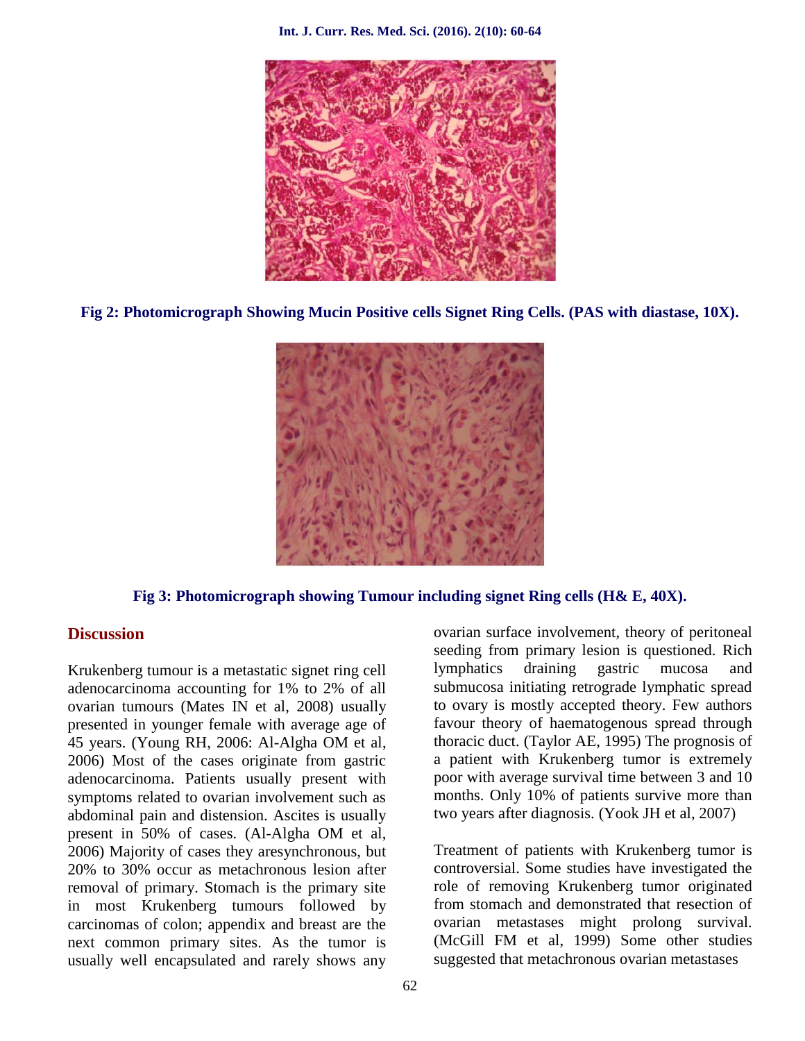**Fig 2: Photomicrograph Showing Mucin Positive cells Signet Ring Cells. (PAS with diastase, 10X).**

**Fig 3: Photomicrograph showing Tumour including signet Ring cells (H& E, 40X).**

## Discussion

Krukenberg tumour is a metastatic signet ring cell adenocarcinoma accounting for 1% to 2% of all ovarian tumours (Mates IN et al, 2008) usually presented in younger female with average age of 45 years. (Young RH, 2006: Al-Algha OM et al, 2006) Most of the cases originate from gastric adenocarcinoma. Patients usually present with symptoms related to ovarian involvement such as abdominal pain and distension. Ascites is usually present in 50% of cases. (Al-Algha OM et al, 2006) Majority of cases they aresynchronous, but 20% to 30% occur as metachronous lesion after removal of primary. Stomach is the primary site in most Krukenberg tumours followed by carcinomas of colon; appendix and breast are the next common primary sites. As the tumor is usually well encapsulated and rarely shows any ovarian surface involvement, theory of peritoneal seeding from primary lesion is questioned. Rich lymphatics draining gastric mucosa and submucosa initiating retrograde lymphatic spread to ovary is mostly accepted theory. Few authors favour theory of haematogenous spread through thoracic duct. (Taylor AE, 1995) The prognosis of a patient with Krukenberg tumor is extremely poor with average survival time between 3 and 10 months. Only 10% of patients survive more than two years after diagnosis. (Yook JH et al, 2007)

Treatment of patients with Krukenberg tumor is controversial. Some studies have investigated the role of removing Krukenberg tumor originated from stomach and demonstrated that resection of ovarian metastases might prolong survival. (McGill FM et al, 1999) Some other studies suggested that metachronous ovarian metastases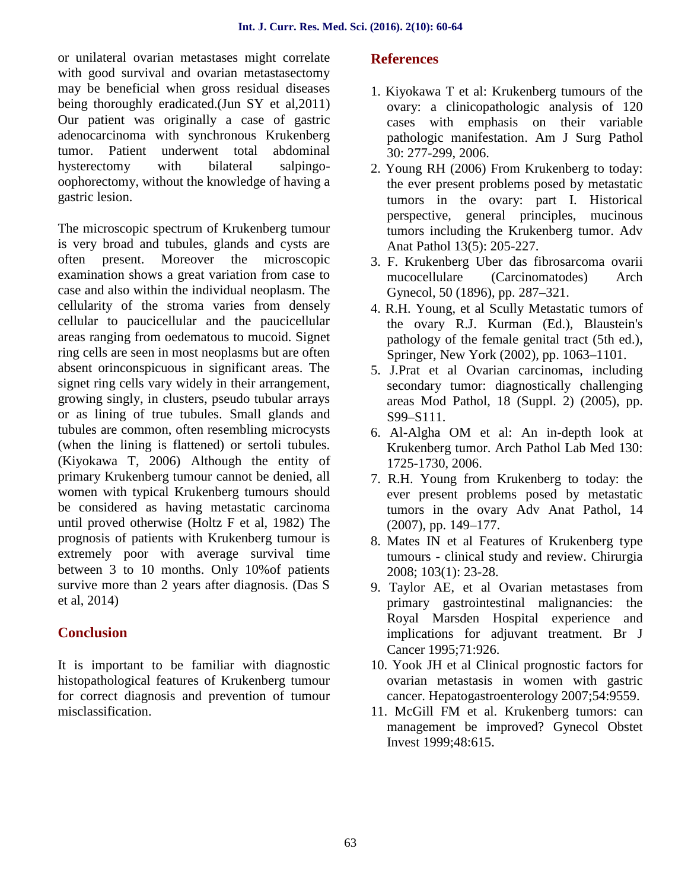or unilateral ovarian metastases might correlate with good survival and ovarian metastasectomy may be beneficial when gross residual diseases being thoroughly eradicated.(Jun SY et al,2011) Our patient was originally a case of gastric adenocarcinoma with synchronous Krukenberg tumor. Patient underwent total abdominal hysterectomy with bilateral salpingo-oophorectomy, without the knowledge of having a gastric lesion.

The microscopic spectrum of Krukenberg tumour is very broad and tubules, glands and cysts are often present. Moreover the microscopic examination shows a great variation from case to case and also within the individual neoplasm. The cellularity of the stroma varies from densely cellular to paucicellular and the paucicellular areas ranging from oedematous to mucoid. Signet ring cells are seen in most neoplasms but are often absent orinconspicuous in significant areas. The signet ring cells vary widely in their arrangement, growing singly, in clusters, pseudo tubular arrays or as lining of true tubules. Small glands and tubules are common, often resembling microcysts (when the lining is flattened) or sertoli tubules. (Kiyokawa T, 2006) Although the entity of primary Krukenberg tumour cannot be denied, all women with typical Krukenberg tumours should be considered as having metastatic carcinoma until proved otherwise (Holtz F et al, 1982) The prognosis of patients with Krukenberg tumour is extremely poor with average survival time between 3 to 10 months. Only 10%of patients survive more than 2 years after diagnosis. (Das S et al, 2014)

## Conclusion

It is important to be familiar with diagnostic histopathological features of Krukenberg tumour for correct diagnosis and prevention of tumour misclassification.

## References

1. Kiyokawa T et al: Krukenberg tumours of the ovary: a clinicopathologic analysis of 120 cases with emphasis on their variable pathologic manifestation. Am J Surg Pathol 30: 277-299, 2006.
2. Young RH (2006) From Krukenberg to today: the ever present problems posed by metastatic tumors in the ovary: part I. Historical perspective, general principles, mucinous tumors including the Krukenberg tumor. Adv Anat Pathol 13(5): 205-227.
3. F. Krukenberg Uber das fibrosarcoma ovarii mucocellulare (Carcinomatodes) Arch Gynecol, 50 (1896), pp. 287–321.
4. R.H. Young, et al Scully Metastatic tumors of the ovary R.J. Kurman (Ed.), Blaustein's pathology of the female genital tract (5th ed.), Springer, New York (2002), pp. 1063–1101.
5. J.Prat et al Ovarian carcinomas, including secondary tumor: diagnostically challenging areas Mod Pathol, 18 (Suppl. 2) (2005), pp. S99–S111.
6. Al-Algha OM et al: An in-depth look at Krukenberg tumor. Arch Pathol Lab Med 130: 1725-1730, 2006.
7. R.H. Young from Krukenberg to today: the ever present problems posed by metastatic tumors in the ovary Adv Anat Pathol, 14 (2007), pp. 149–177.
8. Mates IN et al Features of Krukenberg type tumours - clinical study and review. Chirurgia 2008; 103(1): 23-28.
9. Taylor AE, et al Ovarian metastases from primary gastrointestinal malignancies: the Royal Marsden Hospital experience and implications for adjuvant treatment. Br J Cancer 1995;71:926.
10. Yook JH et al Clinical prognostic factors for ovarian metastasis in women with gastric cancer. Hepatogastroenterology 2007;54:9559.
11. McGill FM et al. Krukenberg tumors: can management be improved? Gynecol Obstet Invest 1999;48:615.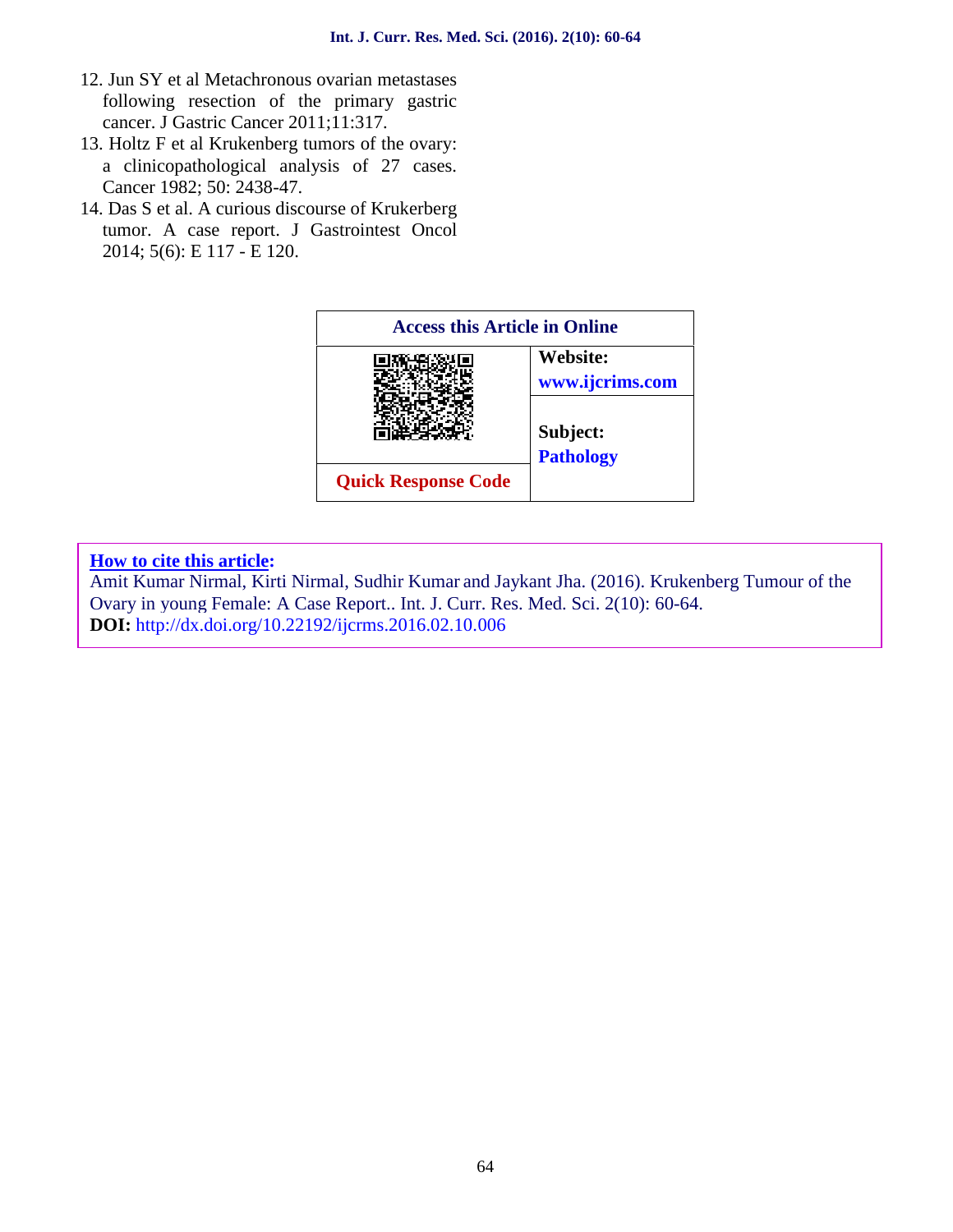12. Jun SY et al Metachronous ovarian metastases following resection of the primary gastric cancer. J Gastric Cancer 2011;11:317.
13. Holtz F et al Krukenberg tumors of the ovary: a clinicopathological analysis of 27 cases. Cancer 1982; 50: 2438-47.
14. Das S et al. A curious discourse of Krukerberg tumor. A case report. J Gastrointest Oncol 2014; 5(6): E 117 - E 120.

| Access this Article in Online | |
|---|---|
| | **Website:** www.ijcrims.com |
| Quick Response Code | **Subject:** Pathology |

**How to cite this article:**
Amit Kumar Nirmal, Kirti Nirmal, Sudhir Kumar and Jaykant Jha. (2016). Krukenberg Tumour of the Ovary in young Female: A Case Report.. Int. J. Curr. Res. Med. Sci. 2(10): 60-64.
**DOI:** http://dx.doi.org/10.22192/ijcrms.2016.02.10.006